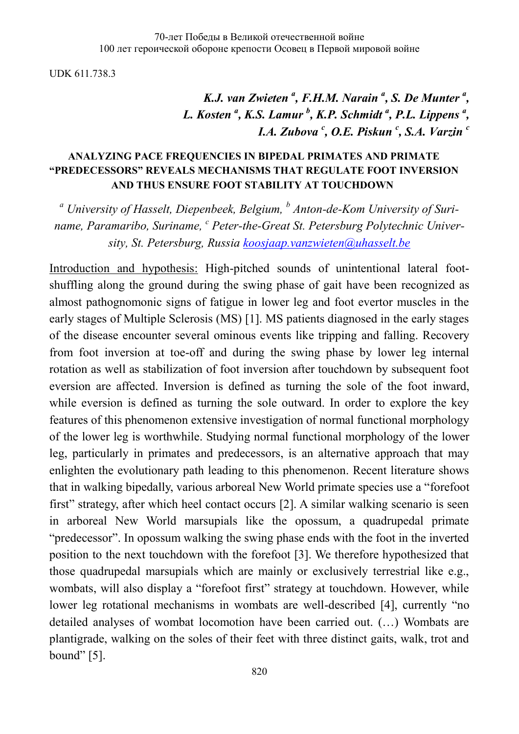70-лет Победы в Великой отечественной войне
100 лет героической обороне крепости Осовец в Первой мировой войне

UDK 611.738.3

***K.J. van Zwieten [a], F.H.M. Narain [a], S. De Munter [a], L. Kosten [a], K.S. Lamur [b], K.P. Schmidt [a], P.L. Lippens [a], I.A. Zubova [c], O.E. Piskun [c], S.A. Varzin [c]***

# ANALYZING PACE FREQUENCIES IN BIPEDAL PRIMATES AND PRIMATE "PREDECESSORS" REVEALS MECHANISMS THAT REGULATE FOOT INVERSION AND THUS ENSURE FOOT STABILITY AT TOUCHDOWN

*[a] University of Hasselt, Diepenbeek, Belgium, [b] Anton-de-Kom University of Suriname, Paramaribo, Suriname, [c] Peter-the-Great St. Petersburg Polytechnic University, St. Petersburg, Russia koosjaap.vanzwieten@uhasselt.be*

Introduction and hypothesis: High-pitched sounds of unintentional lateral foot-shuffling along the ground during the swing phase of gait have been recognized as almost pathognomonic signs of fatigue in lower leg and foot evertor muscles in the early stages of Multiple Sclerosis (MS) [1]. MS patients diagnosed in the early stages of the disease encounter several ominous events like tripping and falling. Recovery from foot inversion at toe-off and during the swing phase by lower leg internal rotation as well as stabilization of foot inversion after touchdown by subsequent foot eversion are affected. Inversion is defined as turning the sole of the foot inward, while eversion is defined as turning the sole outward. In order to explore the key features of this phenomenon extensive investigation of normal functional morphology of the lower leg is worthwhile. Studying normal functional morphology of the lower leg, particularly in primates and predecessors, is an alternative approach that may enlighten the evolutionary path leading to this phenomenon. Recent literature shows that in walking bipedally, various arboreal New World primate species use a "forefoot first" strategy, after which heel contact occurs [2]. A similar walking scenario is seen in arboreal New World marsupials like the opossum, a quadrupedal primate "predecessor". In opossum walking the swing phase ends with the foot in the inverted position to the next touchdown with the forefoot [3]. We therefore hypothesized that those quadrupedal marsupials which are mainly or exclusively terrestrial like e.g., wombats, will also display a "forefoot first" strategy at touchdown. However, while lower leg rotational mechanisms in wombats are well-described [4], currently "no detailed analyses of wombat locomotion have been carried out. (…) Wombats are plantigrade, walking on the soles of their feet with three distinct gaits, walk, trot and bound" [5].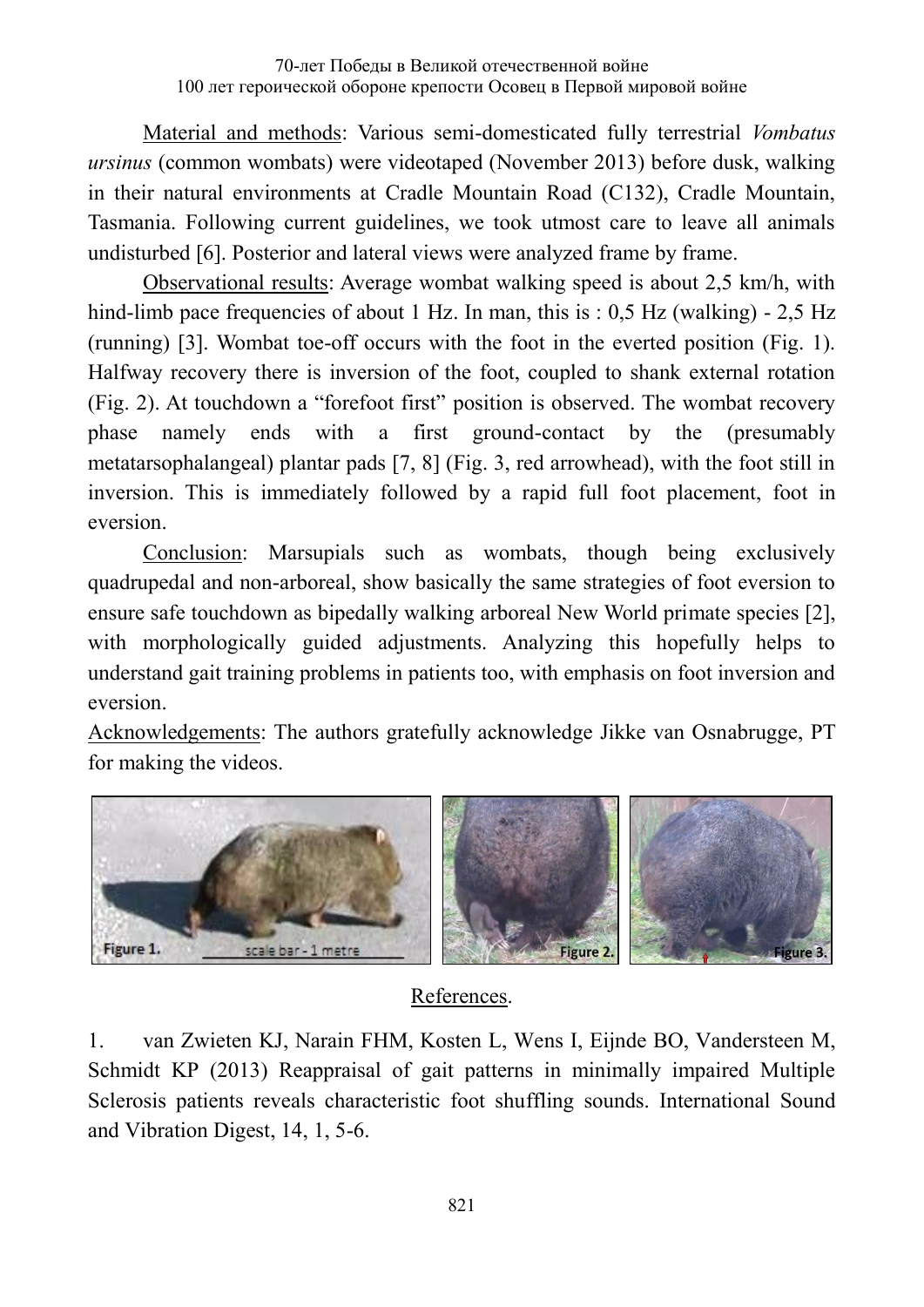Material and methods: Various semi-domesticated fully terrestrial *Vombatus ursinus* (common wombats) were videotaped (November 2013) before dusk, walking in their natural environments at Cradle Mountain Road (C132), Cradle Mountain, Tasmania. Following current guidelines, we took utmost care to leave all animals undisturbed [6]. Posterior and lateral views were analyzed frame by frame.

Observational results: Average wombat walking speed is about 2,5 km/h, with hind-limb pace frequencies of about 1 Hz. In man, this is : 0,5 Hz (walking) - 2,5 Hz (running) [3]. Wombat toe-off occurs with the foot in the everted position (Fig. 1). Halfway recovery there is inversion of the foot, coupled to shank external rotation (Fig. 2). At touchdown a "forefoot first" position is observed. The wombat recovery phase namely ends with a first ground-contact by the (presumably metatarsophalangeal) plantar pads [7, 8] (Fig. 3, red arrowhead), with the foot still in inversion. This is immediately followed by a rapid full foot placement, foot in eversion.

Conclusion: Marsupials such as wombats, though being exclusively quadrupedal and non-arboreal, show basically the same strategies of foot eversion to ensure safe touchdown as bipedally walking arboreal New World primate species [2], with morphologically guided adjustments. Analyzing this hopefully helps to understand gait training problems in patients too, with emphasis on foot inversion and eversion.

Acknowledgements: The authors gratefully acknowledge Jikke van Osnabrugge, PT for making the videos.

Figure 1. scale bar - 1 metre

Figure 2.

Figure 3.

## References.

1. van Zwieten KJ, Narain FHM, Kosten L, Wens I, Eijnde BO, Vandersteen M, Schmidt KP (2013) Reappraisal of gait patterns in minimally impaired Multiple Sclerosis patients reveals characteristic foot shuffling sounds. International Sound and Vibration Digest, 14, 1, 5-6.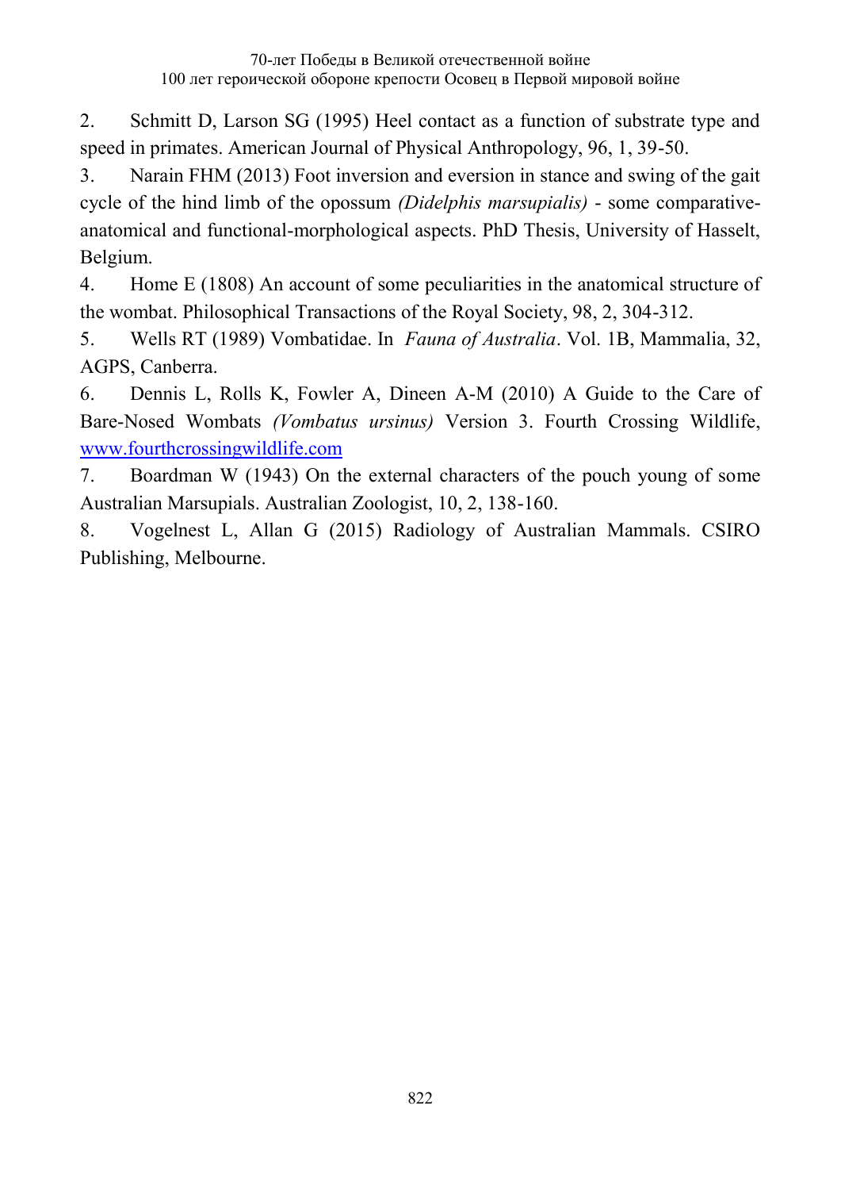2. Schmitt D, Larson SG (1995) Heel contact as a function of substrate type and speed in primates. American Journal of Physical Anthropology, 96, 1, 39-50.

3. Narain FHM (2013) Foot inversion and eversion in stance and swing of the gait cycle of the hind limb of the opossum *(Didelphis marsupialis)* - some comparative-anatomical and functional-morphological aspects. PhD Thesis, University of Hasselt, Belgium.

4. Home E (1808) An account of some peculiarities in the anatomical structure of the wombat. Philosophical Transactions of the Royal Society, 98, 2, 304-312.

5. Wells RT (1989) Vombatidae. In *Fauna of Australia*. Vol. 1B, Mammalia, 32, AGPS, Canberra.

6. Dennis L, Rolls K, Fowler A, Dineen A-M (2010) A Guide to the Care of Bare-Nosed Wombats *(Vombatus ursinus)* Version 3. Fourth Crossing Wildlife, www.fourthcrossingwildlife.com

7. Boardman W (1943) On the external characters of the pouch young of some Australian Marsupials. Australian Zoologist, 10, 2, 138-160.

8. Vogelnest L, Allan G (2015) Radiology of Australian Mammals. CSIRO Publishing, Melbourne.